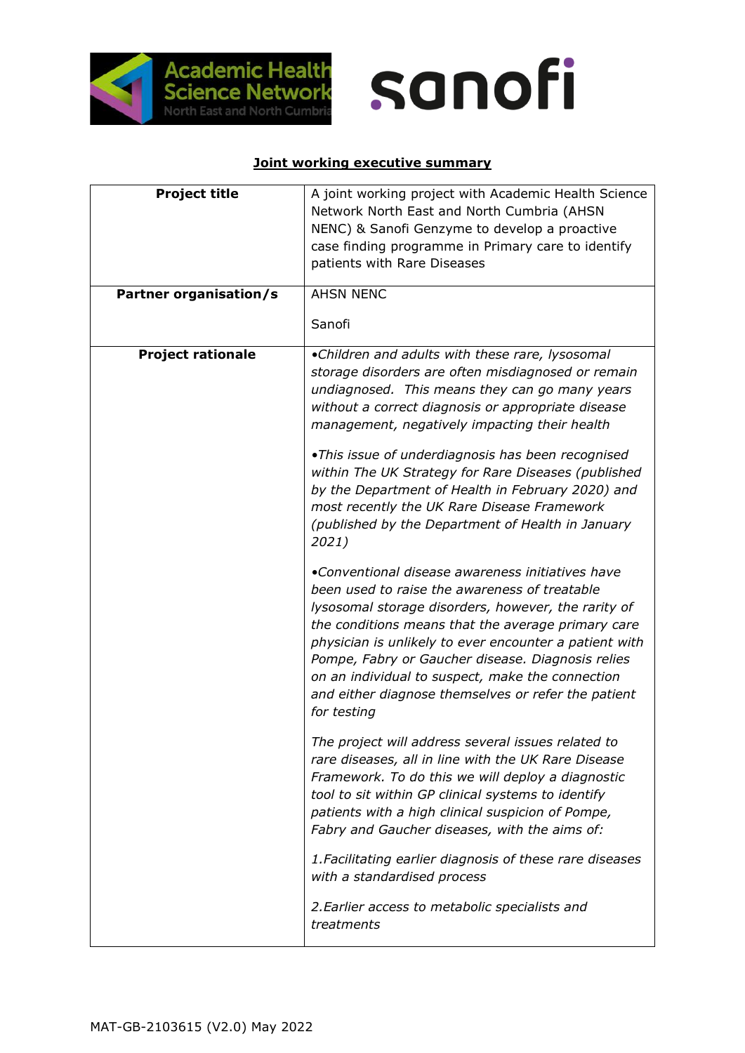**Joint working executive summary**

| Project title | A joint working project with Academic Health Science Network North East and North Cumbria (AHSN NENC) & Sanofi Genzyme to develop a proactive case finding programme in Primary care to identify patients with Rare Diseases |
|---|---|
| **Partner organisation/s** | AHSN NENC<br><br>Sanofi |
| **Project rationale** | *•Children and adults with these rare, lysosomal storage disorders are often misdiagnosed or remain undiagnosed. This means they can go many years without a correct diagnosis or appropriate disease management, negatively impacting their health*<br><br>*•This issue of underdiagnosis has been recognised within The UK Strategy for Rare Diseases (published by the Department of Health in February 2020) and most recently the UK Rare Disease Framework (published by the Department of Health in January 2021)*<br><br>*•Conventional disease awareness initiatives have been used to raise the awareness of treatable lysosomal storage disorders, however, the rarity of the conditions means that the average primary care physician is unlikely to ever encounter a patient with Pompe, Fabry or Gaucher disease. Diagnosis relies on an individual to suspect, make the connection and either diagnose themselves or refer the patient for testing*<br><br>*The project will address several issues related to rare diseases, all in line with the UK Rare Disease Framework. To do this we will deploy a diagnostic tool to sit within GP clinical systems to identify patients with a high clinical suspicion of Pompe, Fabry and Gaucher diseases, with the aims of:*<br><br>*1.Facilitating earlier diagnosis of these rare diseases with a standardised process*<br><br>*2.Earlier access to metabolic specialists and treatments* |

MAT-GB-2103615 (V2.0) May 2022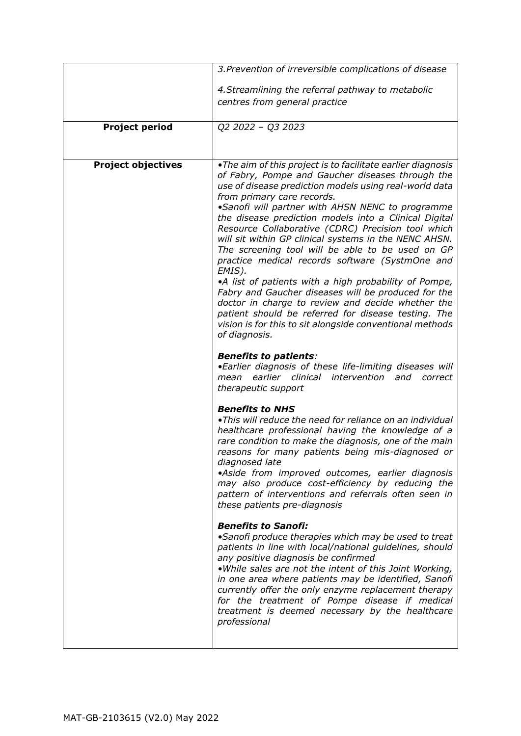| | |
|---|---|
| | *3.Prevention of irreversible complications of disease*<br><br>*4.Streamlining the referral pathway to metabolic centres from general practice* |
| **Project period** | *Q2 2022 – Q3 2023* |
| **Project objectives** | *•The aim of this project is to facilitate earlier diagnosis of Fabry, Pompe and Gaucher diseases through the use of disease prediction models using real-world data from primary care records.*<br>*•Sanofi will partner with AHSN NENC to programme the disease prediction models into a Clinical Digital Resource Collaborative (CDRC) Precision tool which will sit within GP clinical systems in the NENC AHSN. The screening tool will be able to be used on GP practice medical records software (SystmOne and EMIS).*<br>*•A list of patients with a high probability of Pompe, Fabry and Gaucher diseases will be produced for the doctor in charge to review and decide whether the patient should be referred for disease testing. The vision is for this to sit alongside conventional methods of diagnosis.*<br><br>***Benefits to patients****:*<br>*•Earlier diagnosis of these life-limiting diseases will mean earlier clinical intervention and correct therapeutic support*<br><br>***Benefits to NHS***<br>*•This will reduce the need for reliance on an individual healthcare professional having the knowledge of a rare condition to make the diagnosis, one of the main reasons for many patients being mis-diagnosed or diagnosed late*<br>*•Aside from improved outcomes, earlier diagnosis may also produce cost-efficiency by reducing the pattern of interventions and referrals often seen in these patients pre-diagnosis*<br><br>***Benefits to Sanofi:***<br>*•Sanofi produce therapies which may be used to treat patients in line with local/national guidelines, should any positive diagnosis be confirmed*<br>*•While sales are not the intent of this Joint Working, in one area where patients may be identified, Sanofi currently offer the only enzyme replacement therapy for the treatment of Pompe disease if medical treatment is deemed necessary by the healthcare professional* |

MAT-GB-2103615 (V2.0) May 2022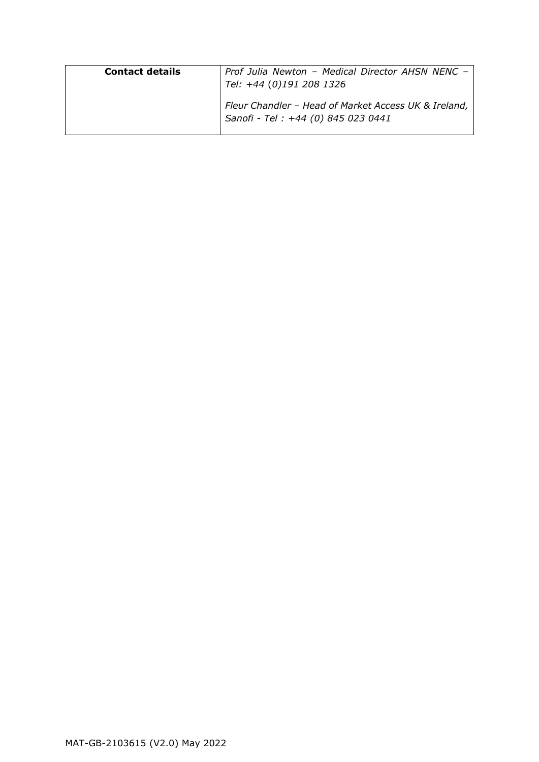| | |
|---|---|
| **Contact details** | *Prof Julia Newton – Medical Director AHSN NENC – Tel: +44 (0)191 208 1326*<br><br>*Fleur Chandler – Head of Market Access UK & Ireland, Sanofi - Tel : +44 (0) 845 023 0441* |

MAT-GB-2103615 (V2.0) May 2022